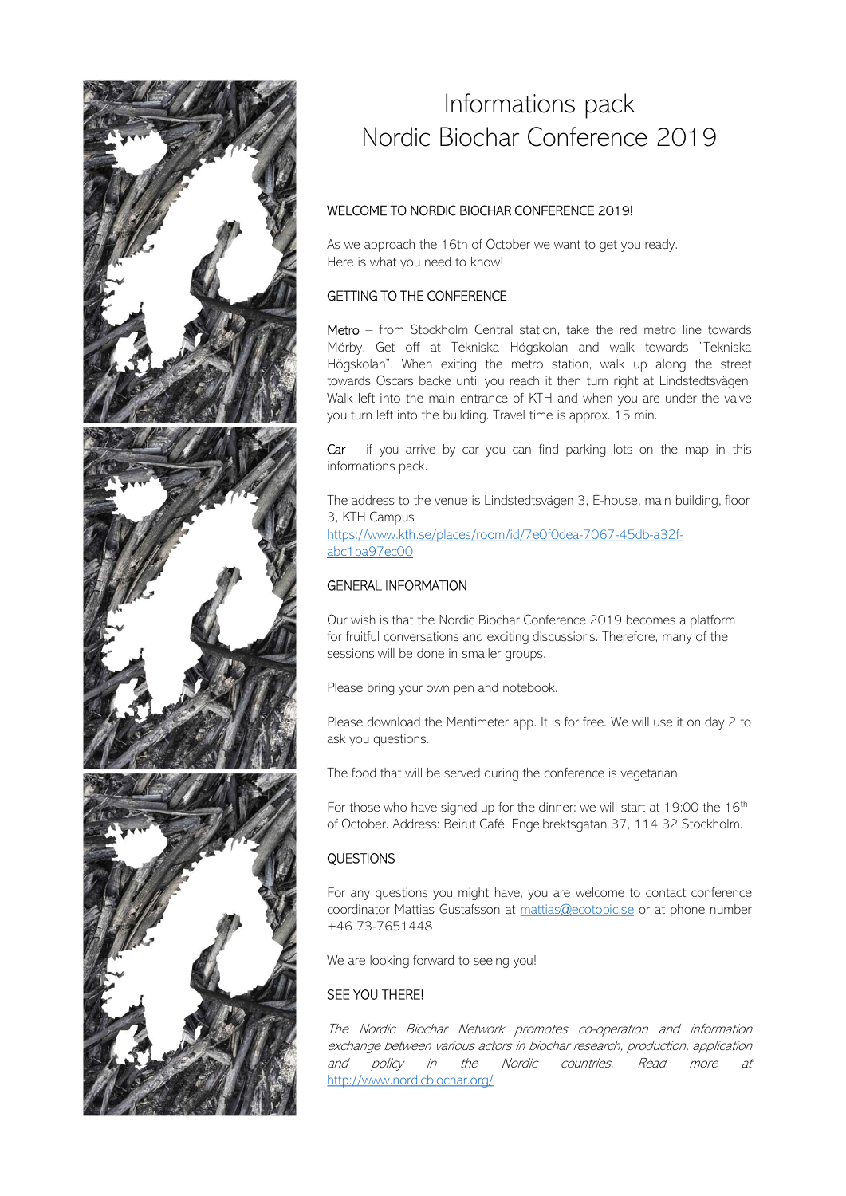# Informations pack
# Nordic Biochar Conference 2019

## WELCOME TO NORDIC BIOCHAR CONFERENCE 2019!

As we approach the 16th of October we want to get you ready.
Here is what you need to know!

## GETTING TO THE CONFERENCE

Metro – from Stockholm Central station, take the red metro line towards Mörby. Get off at Tekniska Högskolan and walk towards "Tekniska Högskolan". When exiting the metro station, walk up along the street towards Oscars backe until you reach it then turn right at Lindstedtsvägen. Walk left into the main entrance of KTH and when you are under the valve you turn left into the building. Travel time is approx. 15 min.

Car – if you arrive by car you can find parking lots on the map in this informations pack.

The address to the venue is Lindstedtsvägen 3, E-house, main building, floor 3, KTH Campus
https://www.kth.se/places/room/id/7e0f0dea-7067-45db-a32f-abc1ba97ec00

## GENERAL INFORMATION

Our wish is that the Nordic Biochar Conference 2019 becomes a platform for fruitful conversations and exciting discussions. Therefore, many of the sessions will be done in smaller groups.

Please bring your own pen and notebook.

Please download the Mentimeter app. It is for free. We will use it on day 2 to ask you questions.

The food that will be served during the conference is vegetarian.

For those who have signed up for the dinner: we will start at 19:00 the 16th of October. Address: Beirut Café, Engelbrektsgatan 37, 114 32 Stockholm.

## QUESTIONS

For any questions you might have, you are welcome to contact conference coordinator Mattias Gustafsson at mattias@ecotopic.se or at phone number +46 73-7651448

We are looking forward to seeing you!

## SEE YOU THERE!

*The Nordic Biochar Network promotes co-operation and information exchange between various actors in biochar research, production, application and policy in the Nordic countries. Read more at* http://www.nordicbiochar.org/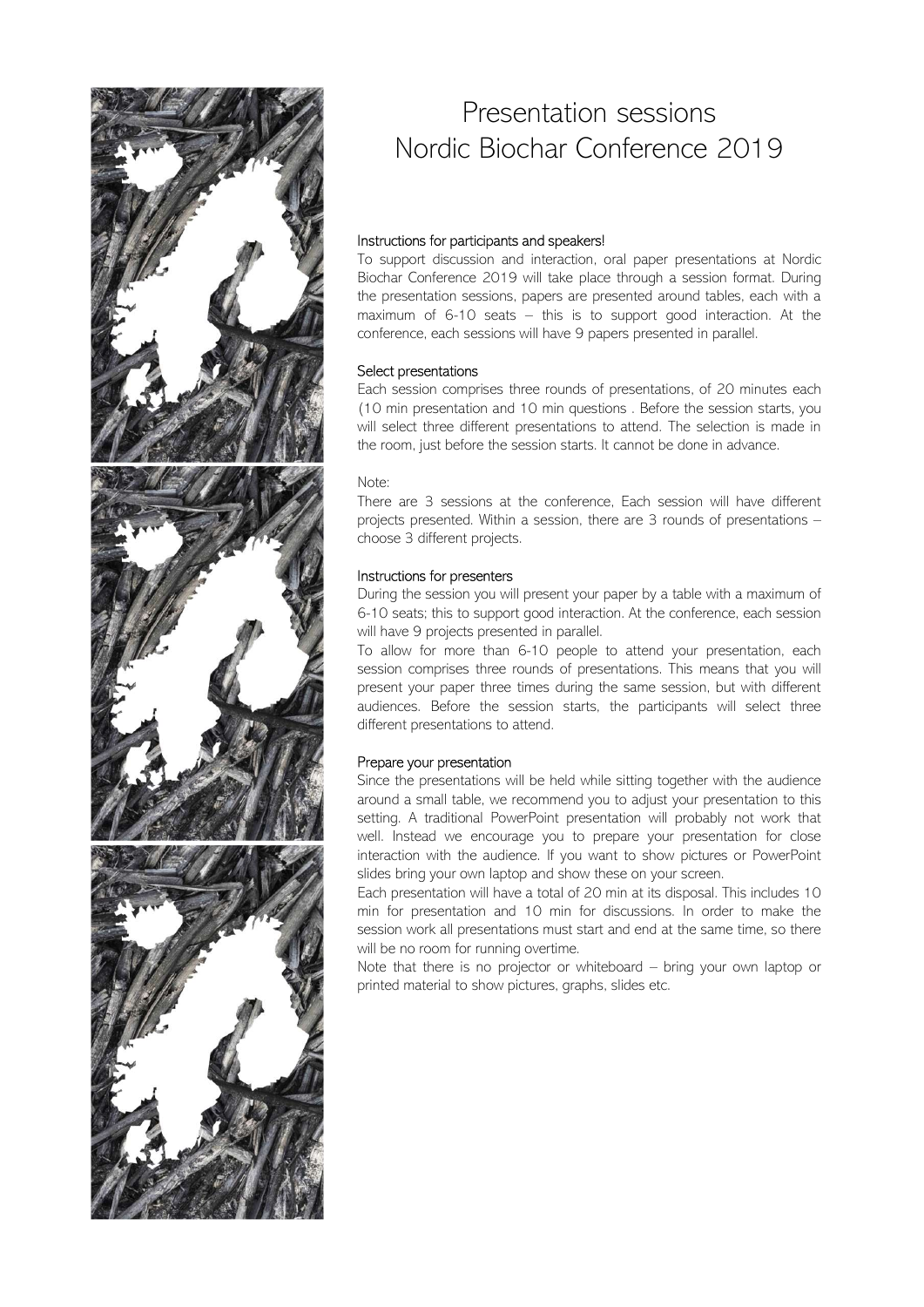# Presentation sessions
# Nordic Biochar Conference 2019

### Instructions for participants and speakers!

To support discussion and interaction, oral paper presentations at Nordic Biochar Conference 2019 will take place through a session format. During the presentation sessions, papers are presented around tables, each with a maximum of 6-10 seats – this is to support good interaction. At the conference, each sessions will have 9 papers presented in parallel.

### Select presentations

Each session comprises three rounds of presentations, of 20 minutes each (10 min presentation and 10 min questions . Before the session starts, you will select three different presentations to attend. The selection is made in the room, just before the session starts. It cannot be done in advance.

Note:

There are 3 sessions at the conference, Each session will have different projects presented. Within a session, there are 3 rounds of presentations – choose 3 different projects.

### Instructions for presenters

During the session you will present your paper by a table with a maximum of 6-10 seats; this to support good interaction. At the conference, each session will have 9 projects presented in parallel.

To allow for more than 6-10 people to attend your presentation, each session comprises three rounds of presentations. This means that you will present your paper three times during the same session, but with different audiences. Before the session starts, the participants will select three different presentations to attend.

### Prepare your presentation

Since the presentations will be held while sitting together with the audience around a small table, we recommend you to adjust your presentation to this setting. A traditional PowerPoint presentation will probably not work that well. Instead we encourage you to prepare your presentation for close interaction with the audience. If you want to show pictures or PowerPoint slides bring your own laptop and show these on your screen.

Each presentation will have a total of 20 min at its disposal. This includes 10 min for presentation and 10 min for discussions. In order to make the session work all presentations must start and end at the same time, so there will be no room for running overtime.

Note that there is no projector or whiteboard – bring your own laptop or printed material to show pictures, graphs, slides etc.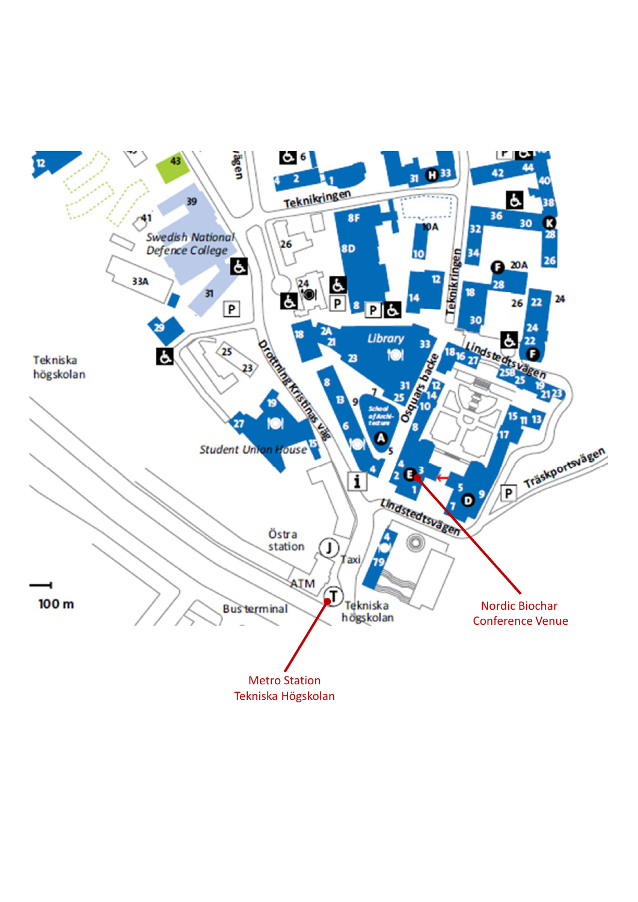Nordic Biochar Conference Venue

Metro Station Tekniska Högskolan